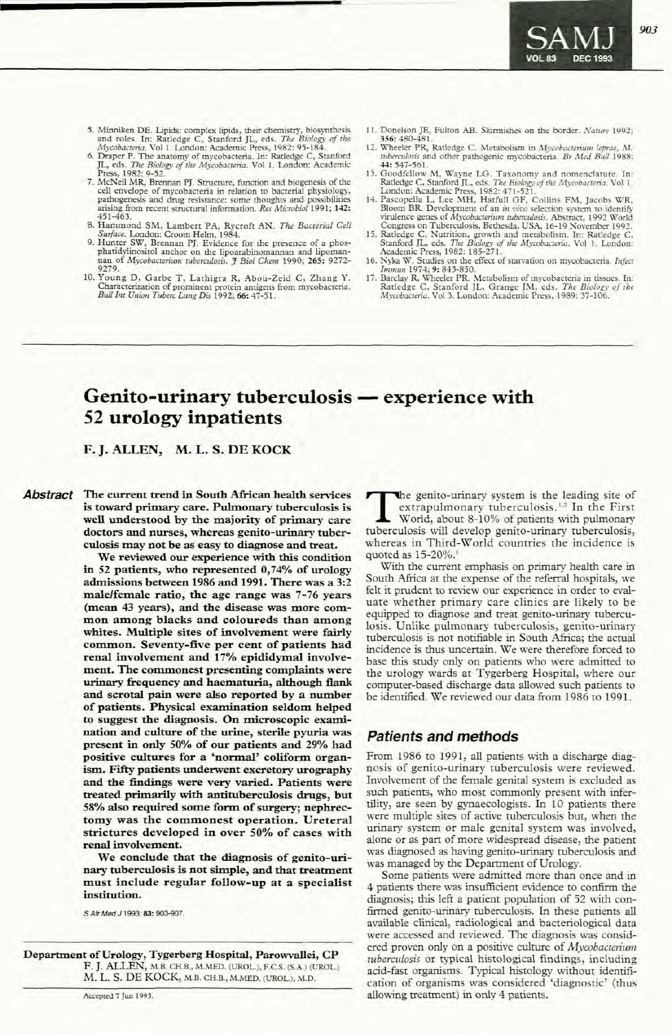5. Minniken DE. Lipids: complex lipids, their chemistry, biosynthesis and roles. In: Ratledge C, Stanford JL, eds. *The Biology of the Mycobacteria*. Vol 1. London: Academic Press, 1982: 95-184.
6. Draper P. The anatomy of mycobacteria. In: Ratledge C, Stanford JL, eds. *The Biology of the Mycobacteria*. Vol 1. London: Academic Press, 1982: 9-52.
7. McNeil MR, Brennan PJ. Structure, function and biogenesis of the cell envelope of mycobacteria in relation to bacterial physiology, pathogenesis and drug resistance: some thoughts and possibilities arising from recent structural information. *Res Microbiol* 1991; **142:** 451-463.
8. Hammond SM, Lambert PA, Rycroft AN. *The Bacterial Cell Surface*. London: Croom Helm, 1984.
9. Hunter SW, Brennan PJ. Evidence for the presence of a phosphatidylinositol anchor on the lipoarabinomannan and lipomannan of *Mycobacterium tuberculosis*. *J Biol Chem* 1990; **265:** 9272-9279.
10. Young D, Garbe T, Lathigra R, Abou-Zeid C, Zhang Y. Characterization of prominent protein antigens from mycobacteria. *Bull Int Union Tuberc Lung Dis* 1992; **66:** 47-51.
11. Donelson JE, Fulton AB. Skirmishes on the border. *Nature* 1992; **356:** 480-481.
12. Wheeler PR, Ratledge C. Metabolism in *Mycobacterium leprae*, *M. tuberculosis* and other pathogenic mycobacteria. *Br Med Bull* 1988; **44:** 547-561.
13. Goodfellow M, Wayne LG. Taxonomy and nomenclature. In: Ratledge C, Stanford JL, eds. *The Biology of the Mycobacteria*. Vol 1. London: Academic Press, 1982: 471-521.
14. Pascopella L, Lee MH, Hatfull GF, Collins FM, Jacobs WR, Bloom BR. Development of an *in vivo* selection system to identify virulence genes of *Mycobacterium tuberculosis*. Abstract, 1992 World Congress on Tuberculosis, Bethesda, USA, 16-19 November 1992.
15. Ratledge C. Nutrition, growth and metabolism. In: Ratledge C, Stanford JL, eds. *The Biology of the Mycobacteria*. Vol 1. London: Academic Press, 1982: 185-271.
16. Nyka W. Studies on the effect of starvation on mycobacteria. *Infect Immun* 1974; **9:** 843-850.
17. Barclay R, Wheeler PR. Metabolism of mycobacteria in tissues. In: Ratledge C, Stanford JL, Grange JM, eds. *The Biology of the Mycobacteria*. Vol 3. London: Academic Press, 1989: 37-106.

# Genito-urinary tuberculosis — experience with 52 urology inpatients

**F. J. ALLEN, M. L. S. DE KOCK**

***Abstract*** **The current trend in South African health services is toward primary care. Pulmonary tuberculosis is well understood by the majority of primary care doctors and nurses, whereas genito-urinary tuberculosis may not be as easy to diagnose and treat.**

**We reviewed our experience with this condition in 52 patients, who represented 0,74% of urology admissions between 1986 and 1991. There was a 3:2 male/female ratio, the age range was 7-76 years (mean 43 years), and the disease was more common among blacks and coloureds than among whites. Multiple sites of involvement were fairly common. Seventy-five per cent of patients had renal involvement and 17% epididymal involvement. The commonest presenting complaints were urinary frequency and haematuria, although flank and scrotal pain were also reported by a number of patients. Physical examination seldom helped to suggest the diagnosis. On microscopic examination and culture of the urine, sterile pyuria was present in only 50% of our patients and 29% had positive cultures for a 'normal' coliform organism. Fifty patients underwent excretory urography and the findings were very varied. Patients were treated primarily with antituberculosis drugs, but 58% also required some form of surgery; nephrectomy was the commonest operation. Ureteral strictures developed in over 50% of cases with renal involvement.**

**We conclude that the diagnosis of genito-urinary tuberculosis is not simple, and that treatment must include regular follow-up at a specialist institution.**

*S Afr Med J* 1993; **83:** 903-907.

**Department of Urology, Tygerberg Hospital, Parowvallei, CP**
F. J. ALLEN, M.B. CH.B., M.MED. (UROL.), F.C.S. (S.A.) (UROL.)
M. L. S. DE KOCK, M.B. CH.B., M.MED. (UROL.), M.D.

Accepted 7 Jun 1993.

The genito-urinary system is the leading site of extrapulmonary tuberculosis.[1,2] In the First World, about 8-10% of patients with pulmonary tuberculosis will develop genito-urinary tuberculosis, whereas in Third-World countries the incidence is quoted as 15-20%.[1]

With the current emphasis on primary health care in South Africa at the expense of the referral hospitals, we felt it prudent to review our experience in order to evaluate whether primary care clinics are likely to be equipped to diagnose and treat genito-urinary tuberculosis. Unlike pulmonary tuberculosis, genito-urinary tuberculosis is not notifiable in South Africa; the actual incidence is thus uncertain. We were therefore forced to base this study only on patients who were admitted to the urology wards at Tygerberg Hospital, where our computer-based discharge data allowed such patients to be identified. We reviewed our data from 1986 to 1991.

## *Patients and methods*

From 1986 to 1991, all patients with a discharge diagnosis of genito-urinary tuberculosis were reviewed. Involvement of the female genital system is excluded as such patients, who most commonly present with infertility, are seen by gynaecologists. In 10 patients there were multiple sites of active tuberculosis but, when the urinary system or male genital system was involved, alone or as part of more widespread disease, the patient was diagnosed as having genito-urinary tuberculosis and was managed by the Department of Urology.

Some patients were admitted more than once and in 4 patients there was insufficient evidence to confirm the diagnosis; this left a patient population of 52 with confirmed genito-urinary tuberculosis. In these patients all available clinical, radiological and bacteriological data were accessed and reviewed. The diagnosis was considered proven only on a positive culture of *Mycobacterium tuberculosis* or typical histological findings, including acid-fast organisms. Typical histology without identification of organisms was considered 'diagnostic' (thus allowing treatment) in only 4 patients.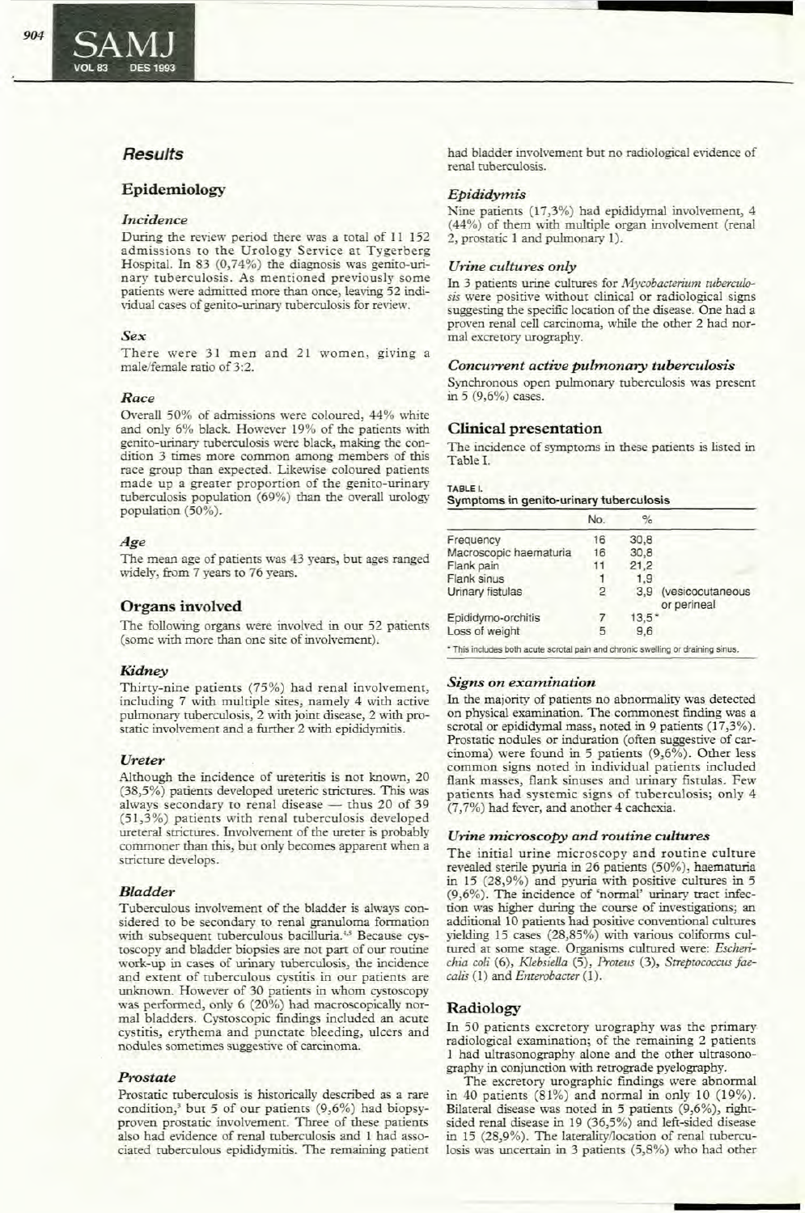## Results

### Epidemiology

#### *Incidence*

During the review period there was a total of 11 152 admissions to the Urology Service at Tygerberg Hospital. In 83 (0,74%) the diagnosis was genito-urinary tuberculosis. As mentioned previously some patients were admitted more than once, leaving 52 individual cases of genito-urinary tuberculosis for review.

#### *Sex*

There were 31 men and 21 women, giving a male/female ratio of 3:2.

#### *Race*

Overall 50% of admissions were coloured, 44% white and only 6% black. However 19% of the patients with genito-urinary tuberculosis were black, making the condition 3 times more common among members of this race group than expected. Likewise coloured patients made up a greater proportion of the genito-urinary tuberculosis population (69%) than the overall urology population (50%).

#### *Age*

The mean age of patients was 43 years, but ages ranged widely, from 7 years to 76 years.

### Organs involved

The following organs were involved in our 52 patients (some with more than one site of involvement).

#### *Kidney*

Thirty-nine patients (75%) had renal involvement, including 7 with multiple sites, namely 4 with active pulmonary tuberculosis, 2 with joint disease, 2 with prostatic involvement and a further 2 with epididymitis.

#### *Ureter*

Although the incidence of ureteritis is not known, 20 (38,5%) patients developed ureteric strictures. This was always secondary to renal disease — thus 20 of 39 (51,3%) patients with renal tuberculosis developed ureteral strictures. Involvement of the ureter is probably commoner than this, but only becomes apparent when a stricture develops.

#### *Bladder*

Tuberculous involvement of the bladder is always considered to be secondary to renal granuloma formation with subsequent tuberculous bacilluria.[4,5] Because cystoscopy and bladder biopsies are not part of our routine work-up in cases of urinary tuberculosis, the incidence and extent of tuberculous cystitis in our patients are unknown. However of 30 patients in whom cystoscopy was performed, only 6 (20%) had macroscopically normal bladders. Cystoscopic findings included an acute cystitis, erythema and punctate bleeding, ulcers and nodules sometimes suggestive of carcinoma.

#### *Prostate*

Prostatic tuberculosis is historically described as a rare condition,[3] but 5 of our patients (9,6%) had biopsy-proven prostatic involvement. Three of these patients also had evidence of renal tuberculosis and 1 had associated tuberculous epididymitis. The remaining patient had bladder involvement but no radiological evidence of renal tuberculosis.

#### *Epididymis*

Nine patients (17,3%) had epididymal involvement, 4 (44%) of them with multiple organ involvement (renal 2, prostatic 1 and pulmonary 1).

#### *Urine cultures only*

In 3 patients urine cultures for *Mycobacterium tuberculosis* were positive without clinical or radiological signs suggesting the specific location of the disease. One had a proven renal cell carcinoma, while the other 2 had normal excretory urography.

#### *Concurrent active pulmonary tuberculosis*

Synchronous open pulmonary tuberculosis was present in 5 (9,6%) cases.

### Clinical presentation

The incidence of symptoms in these patients is listed in Table I.

**TABLE I.**
**Symptoms in genito-urinary tuberculosis**

| | No. | % | |
|---|---|---|---|
| Frequency | 16 | 30,8 | |
| Macroscopic haematuria | 16 | 30,8 | |
| Flank pain | 11 | 21,2 | |
| Flank sinus | 1 | 1,9 | |
| Urinary fistulas | 2 | 3,9 | (vesicocutaneous or perineal |
| Epididymo-orchitis | 7 | 13,5* | |
| Loss of weight | 5 | 9,6 | |

\* This includes both acute scrotal pain and chronic swelling or draining sinus.

#### *Signs on examination*

In the majority of patients no abnormality was detected on physical examination. The commonest finding was a scrotal or epididymal mass, noted in 9 patients (17,3%). Prostatic nodules or induration (often suggestive of carcinoma) were found in 5 patients (9,6%). Other less common signs noted in individual patients included flank masses, flank sinuses and urinary fistulas. Few patients had systemic signs of tuberculosis; only 4 (7,7%) had fever, and another 4 cachexia.

#### *Urine microscopy and routine cultures*

The initial urine microscopy and routine culture revealed sterile pyuria in 26 patients (50%), haematuria in 15 (28,9%) and pyuria with positive cultures in 5 (9,6%). The incidence of 'normal' urinary tract infection was higher during the course of investigations; an additional 10 patients had positive conventional cultures yielding 15 cases (28,85%) with various coliforms cultured at some stage. Organisms cultured were: *Escherichia coli* (6), *Klebsiella* (5), *Proteus* (3), *Streptococcus faecalis* (1) and *Enterobacter* (1).

### Radiology

In 50 patients excretory urography was the primary radiological examination; of the remaining 2 patients 1 had ultrasonography alone and the other ultrasonography in conjunction with retrograde pyelography.

The excretory urographic findings were abnormal in 40 patients (81%) and normal in only 10 (19%). Bilateral disease was noted in 5 patients (9,6%), right-sided renal disease in 19 (36,5%) and left-sided disease in 15 (28,9%). The laterality/location of renal tuberculosis was uncertain in 3 patients (5,8%) who had other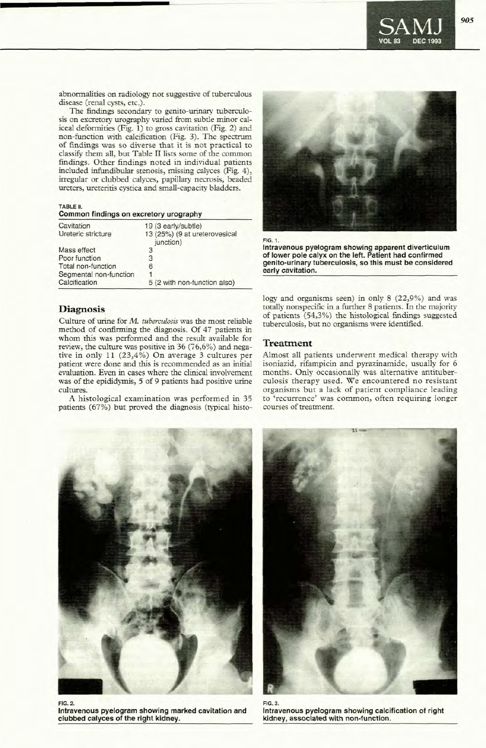abnormalities on radiology not suggestive of tuberculous disease (renal cysts, etc.).

The findings secondary to genito-urinary tuberculosis on excretory urography varied from subtle minor caliceal deformities (Fig. 1) to gross cavitation (Fig. 2) and non-function with calcification (Fig. 3). The spectrum of findings was so diverse that it is not practical to classify them all, but Table II lists some of the common findings. Other findings noted in individual patients included infundibular stenosis, missing calyces (Fig. 4), irregular or clubbed calyces, papillary necrosis, beaded ureters, ureteritis cystica and small-capacity bladders.

**TABLE II.**
**Common findings on excretory urography**

| | |
|---|---|
| Cavitation | 19 (3 early/subtle) |
| Ureteric stricture | 13 (25%) (9 at ureterovesical junction) |
| Mass effect | 3 |
| Poor function | 3 |
| Total non-function | 6 |
| Segmental non-function | 1 |
| Calcification | 5 (2 with non-function also) |

## Diagnosis

Culture of urine for *M. tuberculosis* was the most reliable method of confirming the diagnosis. Of 47 patients in whom this was performed and the result available for review, the culture was positive in 36 (76,6%) and negative in only 11 (23,4%) On average 3 cultures per patient were done and this is recommended as an initial evaluation. Even in cases where the clinical involvement was of the epididymis, 5 of 9 patients had positive urine cultures.

A histological examination was performed in 35 patients (67%) but proved the diagnosis (typical histology and organisms seen) in only 8 (22,9%) and was totally nonspecific in a further 8 patients. In the majority of patients (54,3%) the histological findings suggested tuberculosis, but no organisms were identified.

**FIG. 1.**
**Intravenous pyelogram showing apparent diverticulum of lower pole calyx on the left. Patient had confirmed genito-urinary tuberculosis, so this must be considered early cavitation.**

## Treatment

Almost all patients underwent medical therapy with isoniazid, rifampicin and pyrazinamide, usually for 6 months. Only occasionally was alternative antituberculosis therapy used. We encountered no resistant organisms but a lack of patient compliance leading to 'recurrence' was common, often requiring longer courses of treatment.

**FIG. 2.**
**Intravenous pyelogram showing marked cavitation and clubbed calyces of the right kidney.**

**FIG. 3.**
**Intravenous pyelogram showing calcification of right kidney, associated with non-function.**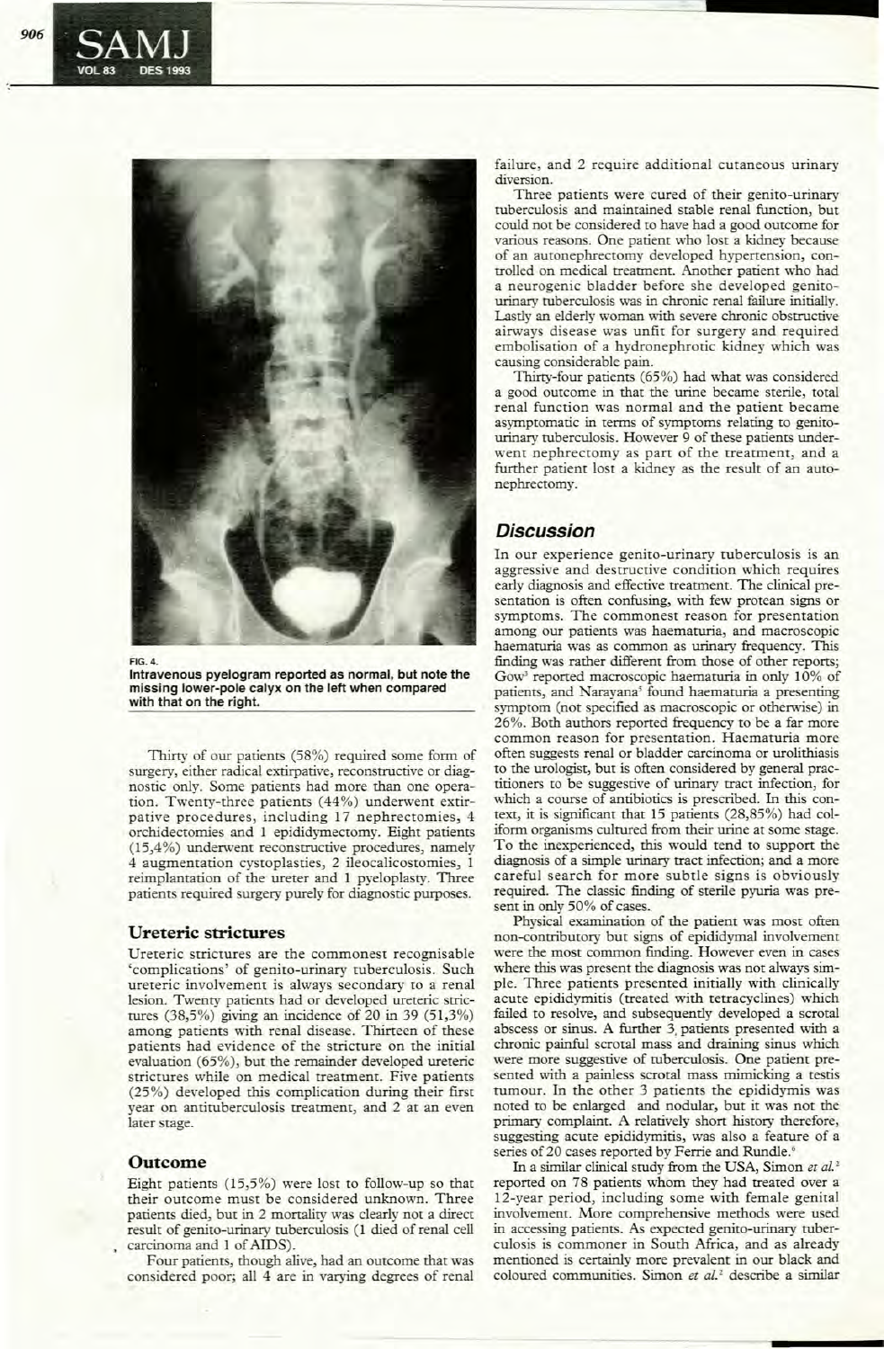FIG. 4.
**Intravenous pyelogram reported as normal, but note the missing lower-pole calyx on the left when compared with that on the right.**

Thirty of our patients (58%) required some form of surgery, either radical extirpative, reconstructive or diagnostic only. Some patients had more than one operation. Twenty-three patients (44%) underwent extirpative procedures, including 17 nephrectomies, 4 orchidectomies and 1 epididymectomy. Eight patients (15,4%) underwent reconstructive procedures, namely 4 augmentation cystoplasties, 2 ileocalicostomies, 1 reimplantation of the ureter and 1 pyeloplasty. Three patients required surgery purely for diagnostic purposes.

## Ureteric strictures

Ureteric strictures are the commonest recognisable 'complications' of genito-urinary tuberculosis. Such ureteric involvement is always secondary to a renal lesion. Twenty patients had or developed ureteric strictures (38,5%) giving an incidence of 20 in 39 (51,3%) among patients with renal disease. Thirteen of these patients had evidence of the stricture on the initial evaluation (65%), but the remainder developed ureteric strictures while on medical treatment. Five patients (25%) developed this complication during their first year on antituberculosis treatment, and 2 at an even later stage.

## Outcome

Eight patients (15,5%) were lost to follow-up so that their outcome must be considered unknown. Three patients died, but in 2 mortality was clearly not a direct result of genito-urinary tuberculosis (1 died of renal cell carcinoma and 1 of AIDS).

Four patients, though alive, had an outcome that was considered poor; all 4 are in varying degrees of renal failure, and 2 require additional cutaneous urinary diversion.

Three patients were cured of their genito-urinary tuberculosis and maintained stable renal function, but could not be considered to have had a good outcome for various reasons. One patient who lost a kidney because of an autonephrectomy developed hypertension, controlled on medical treatment. Another patient who had a neurogenic bladder before she developed genito-urinary tuberculosis was in chronic renal failure initially. Lastly an elderly woman with severe chronic obstructive airways disease was unfit for surgery and required embolisation of a hydronephrotic kidney which was causing considerable pain.

Thirty-four patients (65%) had what was considered a good outcome in that the urine became sterile, total renal function was normal and the patient became asymptomatic in terms of symptoms relating to genito-urinary tuberculosis. However 9 of these patients underwent nephrectomy as part of the treatment, and a further patient lost a kidney as the result of an autonephrectomy.

## *Discussion*

In our experience genito-urinary tuberculosis is an aggressive and destructive condition which requires early diagnosis and effective treatment. The clinical presentation is often confusing, with few protean signs or symptoms. The commonest reason for presentation among our patients was haematuria, and macroscopic haematuria was as common as urinary frequency. This finding was rather different from those of other reports; Gow[3] reported macroscopic haematuria in only 10% of patients, and Narayana[5] found haematuria a presenting symptom (not specified as macroscopic or otherwise) in 26%. Both authors reported frequency to be a far more common reason for presentation. Haematuria more often suggests renal or bladder carcinoma or urolithiasis to the urologist, but is often considered by general practitioners to be suggestive of urinary tract infection, for which a course of antibiotics is prescribed. In this context, it is significant that 15 patients (28,85%) had coliform organisms cultured from their urine at some stage. To the inexperienced, this would tend to support the diagnosis of a simple urinary tract infection; and a more careful search for more subtle signs is obviously required. The classic finding of sterile pyuria was present in only 50% of cases.

Physical examination of the patient was most often non-contributory but signs of epididymal involvement were the most common finding. However even in cases where this was present the diagnosis was not always simple. Three patients presented initially with clinically acute epididymitis (treated with tetracyclines) which failed to resolve, and subsequently developed a scrotal abscess or sinus. A further 3 patients presented with a chronic painful scrotal mass and draining sinus which were more suggestive of tuberculosis. One patient presented with a painless scrotal mass mimicking a testis tumour. In the other 3 patients the epididymis was noted to be enlarged and nodular, but it was not the primary complaint. A relatively short history therefore, suggesting acute epididymitis, was also a feature of a series of 20 cases reported by Ferrie and Rundle.[6]

In a similar clinical study from the USA, Simon *et al.*[2] reported on 78 patients whom they had treated over a 12-year period, including some with female genital involvement. More comprehensive methods were used in accessing patients. As expected genito-urinary tuberculosis is commoner in South Africa, and as already mentioned is certainly more prevalent in our black and coloured communities. Simon *et al.*[2] describe a similar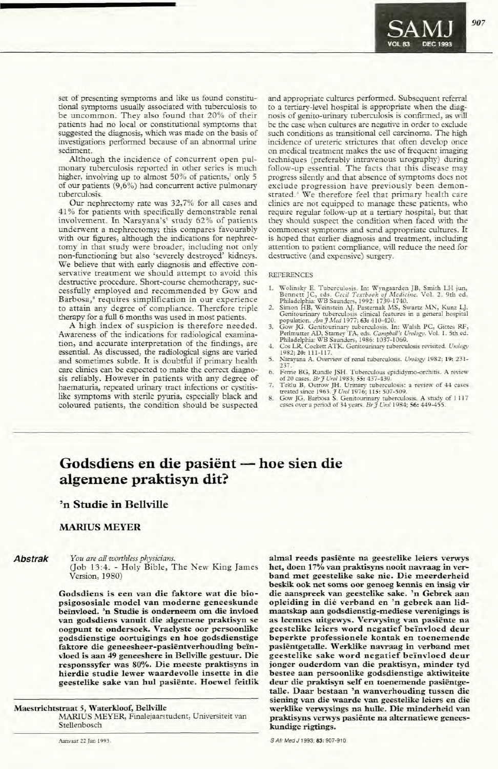set of presenting symptoms and like us found constitutional symptoms usually associated with tuberculosis to be uncommon. They also found that 20% of their patients had no local or constitutional symptoms that suggested the diagnosis, which was made on the basis of investigations performed because of an abnormal urine sediment.

Although the incidence of concurrent open pulmonary tuberculosis reported in other series is much higher, involving up to almost 50% of patients,[7] only 5 of our patients (9,6%) had concurrent active pulmonary tuberculosis.

Our nephrectomy rate was 32,7% for all cases and 41% for patients with specifically demonstrable renal involvement. In Narayana's[5] study 62% of patients underwent a nephrectomy; this compares favourably with our figures, although the indications for nephrectomy in that study were broader, including not only non-functioning but also 'severely destroyed' kidneys. We believe that with early diagnosis and effective conservative treatment we should attempt to avoid this destructive procedure. Short-course chemotherapy, successfully employed and recommended by Gow and Barbosa,[8] requires simplification in our experience to attain any degree of compliance. Therefore triple therapy for a full 6 months was used in most patients.

A high index of suspicion is therefore needed. Awareness of the indications for radiological examination, and accurate interpretation of the findings, are essential. As discussed, the radiological signs are varied and sometimes subtle. It is doubtful if primary health care clinics can be expected to make the correct diagnosis reliably. However in patients with any degree of haematuria, repeated urinary tract infections or cystitis-like symptoms with sterile pyuria, especially black and coloured patients, the condition should be suspected and appropriate cultures performed. Subsequent referral to a tertiary-level hospital is appropriate when the diagnosis of genito-urinary tuberculosis is confirmed, as will be the case when cultures are negative in order to exclude such conditions as transitional cell carcinoma. The high incidence of ureteric strictures that often develop once on medical treatment makes the use of frequent imaging techniques (preferably intravenous urography) during follow-up essential. The facts that this disease may progress silently and that absence of symptoms does not exclude progression have previously been demonstrated.[4] We therefore feel that primary health care clinics are not equipped to manage these patients, who require regular follow-up at a tertiary hospital, but that they should suspect the condition when faced with the commonest symptoms and send appropriate cultures. It is hoped that earlier diagnosis and treatment, including attention to patient compliance, will reduce the need for destructive (and expensive) surgery.

REFERENCES

1. Wolinsky E. Tuberculosis. In: Wyngaarden JB, Smith LH jun, Bennett JC, eds. *Cecil Textbook of Medicine*. Vol. 2. 9th ed. Philadelphia: WB Saunders, 1992: 1739-1740.
2. Simon HB, Weinstein AJ, Pasternak MS, Swartz MN, Kunz LJ. Genitourinary tuberculosis clinical features in a general hospital population. *Am J Med* 1977; **63:** 410-420.
3. Gow JG. Genitourinary tuberculosis. In: Walsh PC, Gittes RF, Perlmutter AD, Stamey TA, eds. *Campbell's Urology*. Vol. 1. 5th ed. Philadelphia: WB Saunders, 1986: 1037-1069.
4. Cos LR, Cockett ATK. Genitourinary tuberculosis revisited. *Urology* 1982; **20:** 111-117.
5. Narayana A. Overview of renal tuberculosis. *Urology* 1982; **19:** 231-237.
6. Ferrie BG, Rundle JSH. Tuberculous epididymo-orchitis. A review of 20 cases. *Br J Urol* 1983; **55:** 437-439.
7. Teklu B, Ostrow JH. Urinary tuberculosis: a review of 44 cases treated since 1963. *J Urol* 1976; **115:** 507-509.
8. Gow JG, Barbosa S. Genitourinary tuberculosis. A study of 1 117 cases over a period of 34 years. *Br J Urol* 1984; **56:** 449-455.

# Godsdiens en die pasiënt — hoe sien die algemene praktisyn dit?

## 'n Studie in Bellville

### MARIUS MEYER

**Abstrak**

*You are all worthless physicians.*
(Job 13:4. - Holy Bible, The New King James Version, 1980)

**Godsdiens is een van die faktore wat die biopsigososiale model van moderne geneeskunde beïnvloed. 'n Studie is onderneem om die invloed van godsdiens vanuit die algemene praktisyn se oogpunt te ondersoek. Vraelyste oor persoonlike godsdienstige oortuigings en hoe godsdienstige faktore die geneesheer-pasiëntverhouding beïnvloed is aan 49 geneeshere in Bellville gestuur. Die responssyfer was 80%. Die meeste praktisyns in hierdie studie lewer waardevolle insette in die geestelike sake van hul pasiënte. Hoewel feitlik almal reeds pasiënte na geestelike leiers verwys het, doen 17% van praktisyns nooit navraag in verband met geestelike sake nie. Die meerderheid beskik ook net soms oor genoeg kennis en insig vir die aanspreek van geestelike sake. 'n Gebrek aan opleiding in dié verband en 'n gebrek aan lidmaatskap aan godsdienstig-mediese verenigings is as leemtes uitgewys. Verwysing van pasiënte na geestelike leiers word negatief beïnvloed deur beperkte professionele kontak en toenemende pasiëntgetalle. Werklike navraag in verband met geestelike sake word negatief beïnvloed deur jonger ouderdom van die praktisyn, minder tyd bestee aan persoonlike godsdienstige aktiwiteite deur die praktisyn self en toenemende pasiëntgetalle. Daar bestaan 'n wanverhouding tussen die siening van die waarde van geestelike leiers en die werklike verwysings na hulle. Die minderheid van praktisyns verwys pasiënte na alternatiewe geneeskundige rigtings.**

S Afr Med J 1993; 83: 907-910.

Maestrichtstraat 5, Waterkloof, Bellville
MARIUS MEYER, Finalejaarstudent, Universiteit van Stellenbosch

Aanvaar 22 Jan 1993.